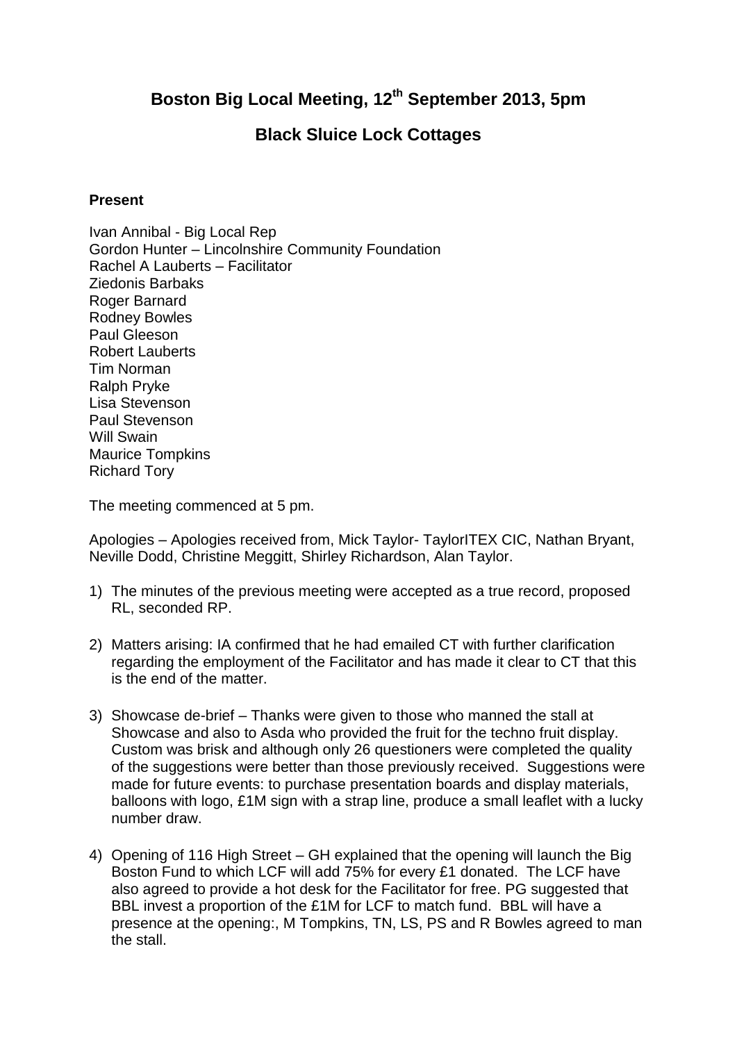# Boston Big Local Meeting, 12th September 2013, 5pm

## Black Sluice Lock Cottages

**Present**

Ivan Annibal - Big Local Rep
Gordon Hunter – Lincolnshire Community Foundation
Rachel A Lauberts – Facilitator
Ziedonis Barbaks
Roger Barnard
Rodney Bowles
Paul Gleeson
Robert Lauberts
Tim Norman
Ralph Pryke
Lisa Stevenson
Paul Stevenson
Will Swain
Maurice Tompkins
Richard Tory

The meeting commenced at 5 pm.

Apologies – Apologies received from, Mick Taylor- TaylorITEX CIC, Nathan Bryant, Neville Dodd, Christine Meggitt, Shirley Richardson, Alan Taylor.

1) The minutes of the previous meeting were accepted as a true record, proposed RL, seconded RP.

2) Matters arising: IA confirmed that he had emailed CT with further clarification regarding the employment of the Facilitator and has made it clear to CT that this is the end of the matter.

3) Showcase de-brief – Thanks were given to those who manned the stall at Showcase and also to Asda who provided the fruit for the techno fruit display. Custom was brisk and although only 26 questioners were completed the quality of the suggestions were better than those previously received. Suggestions were made for future events: to purchase presentation boards and display materials, balloons with logo, £1M sign with a strap line, produce a small leaflet with a lucky number draw.

4) Opening of 116 High Street – GH explained that the opening will launch the Big Boston Fund to which LCF will add 75% for every £1 donated. The LCF have also agreed to provide a hot desk for the Facilitator for free. PG suggested that BBL invest a proportion of the £1M for LCF to match fund. BBL will have a presence at the opening:, M Tompkins, TN, LS, PS and R Bowles agreed to man the stall.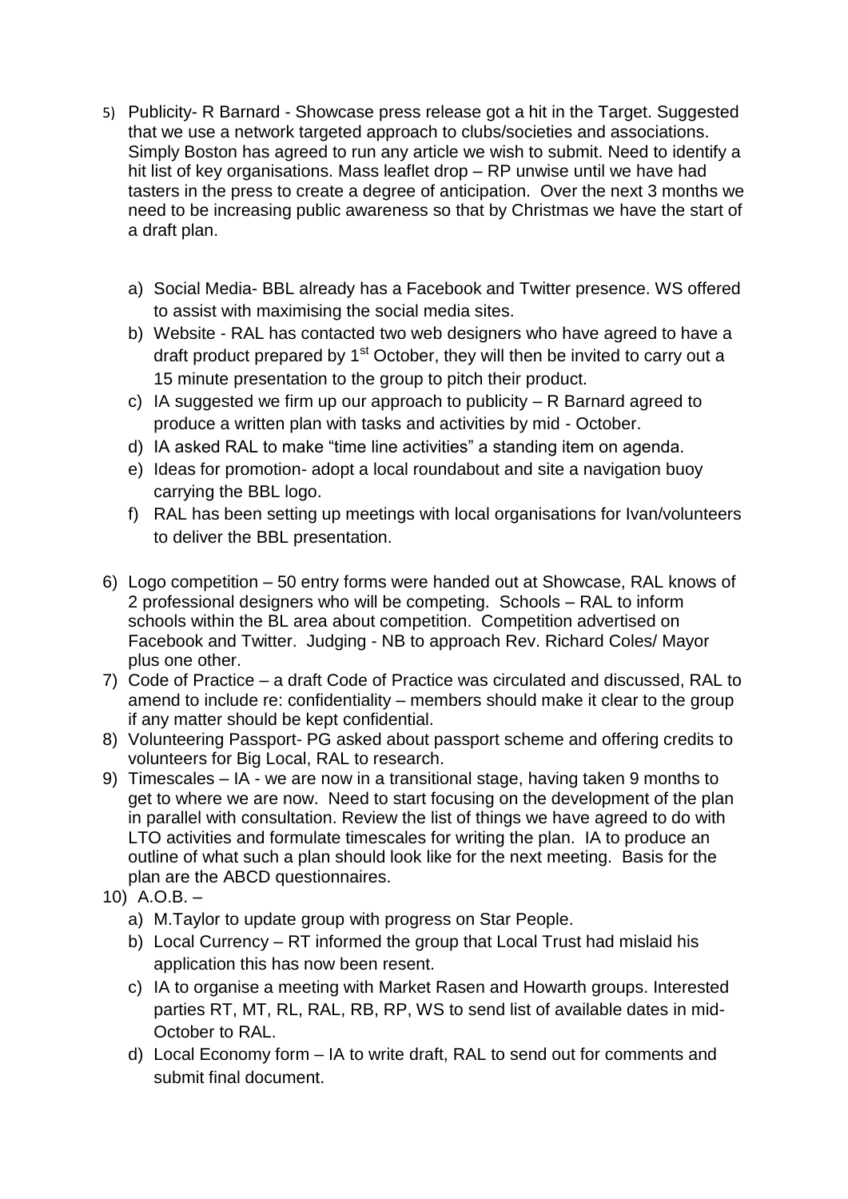5) Publicity- R Barnard - Showcase press release got a hit in the Target. Suggested that we use a network targeted approach to clubs/societies and associations. Simply Boston has agreed to run any article we wish to submit. Need to identify a hit list of key organisations. Mass leaflet drop – RP unwise until we have had tasters in the press to create a degree of anticipation. Over the next 3 months we need to be increasing public awareness so that by Christmas we have the start of a draft plan.

   a) Social Media- BBL already has a Facebook and Twitter presence. WS offered to assist with maximising the social media sites.
   b) Website - RAL has contacted two web designers who have agreed to have a draft product prepared by 1st October, they will then be invited to carry out a 15 minute presentation to the group to pitch their product.
   c) IA suggested we firm up our approach to publicity – R Barnard agreed to produce a written plan with tasks and activities by mid - October.
   d) IA asked RAL to make "time line activities" a standing item on agenda.
   e) Ideas for promotion- adopt a local roundabout and site a navigation buoy carrying the BBL logo.
   f) RAL has been setting up meetings with local organisations for Ivan/volunteers to deliver the BBL presentation.

6) Logo competition – 50 entry forms were handed out at Showcase, RAL knows of 2 professional designers who will be competing. Schools – RAL to inform schools within the BL area about competition. Competition advertised on Facebook and Twitter. Judging - NB to approach Rev. Richard Coles/ Mayor plus one other.
7) Code of Practice – a draft Code of Practice was circulated and discussed, RAL to amend to include re: confidentiality – members should make it clear to the group if any matter should be kept confidential.
8) Volunteering Passport- PG asked about passport scheme and offering credits to volunteers for Big Local, RAL to research.
9) Timescales – IA - we are now in a transitional stage, having taken 9 months to get to where we are now. Need to start focusing on the development of the plan in parallel with consultation. Review the list of things we have agreed to do with LTO activities and formulate timescales for writing the plan. IA to produce an outline of what such a plan should look like for the next meeting. Basis for the plan are the ABCD questionnaires.
10) A.O.B. –
   a) M.Taylor to update group with progress on Star People.
   b) Local Currency – RT informed the group that Local Trust had mislaid his application this has now been resent.
   c) IA to organise a meeting with Market Rasen and Howarth groups. Interested parties RT, MT, RL, RAL, RB, RP, WS to send list of available dates in mid-October to RAL.
   d) Local Economy form – IA to write draft, RAL to send out for comments and submit final document.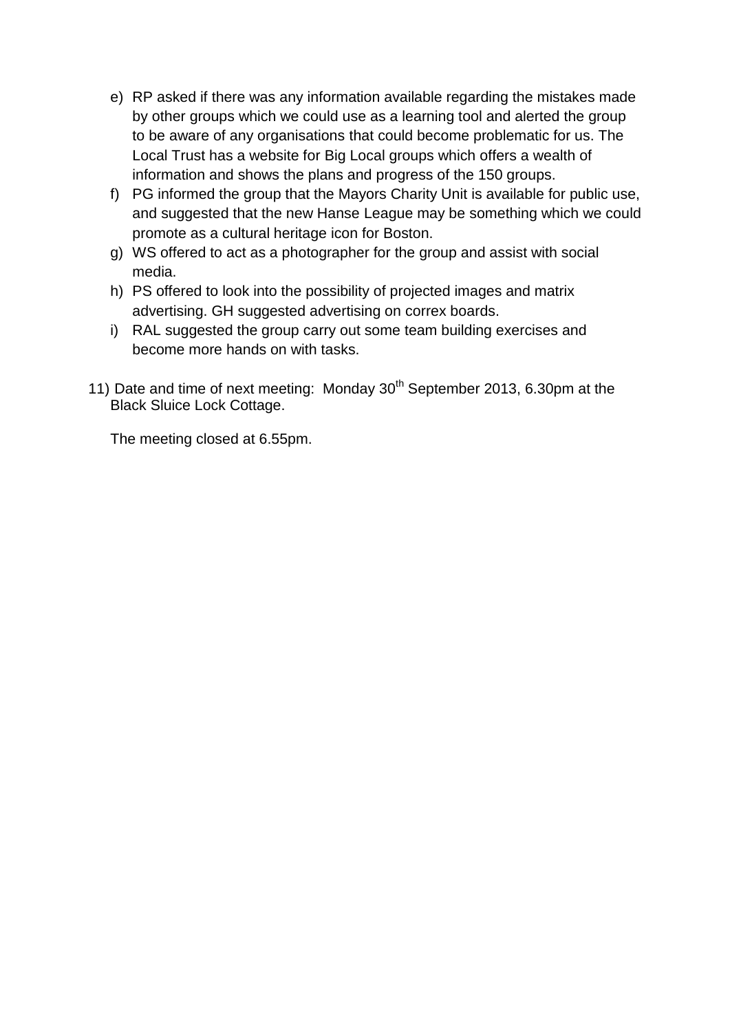e) RP asked if there was any information available regarding the mistakes made by other groups which we could use as a learning tool and alerted the group to be aware of any organisations that could become problematic for us. The Local Trust has a website for Big Local groups which offers a wealth of information and shows the plans and progress of the 150 groups.

f) PG informed the group that the Mayors Charity Unit is available for public use, and suggested that the new Hanse League may be something which we could promote as a cultural heritage icon for Boston.

g) WS offered to act as a photographer for the group and assist with social media.

h) PS offered to look into the possibility of projected images and matrix advertising. GH suggested advertising on correx boards.

i) RAL suggested the group carry out some team building exercises and become more hands on with tasks.

11) Date and time of next meeting: Monday 30th September 2013, 6.30pm at the Black Sluice Lock Cottage.

The meeting closed at 6.55pm.